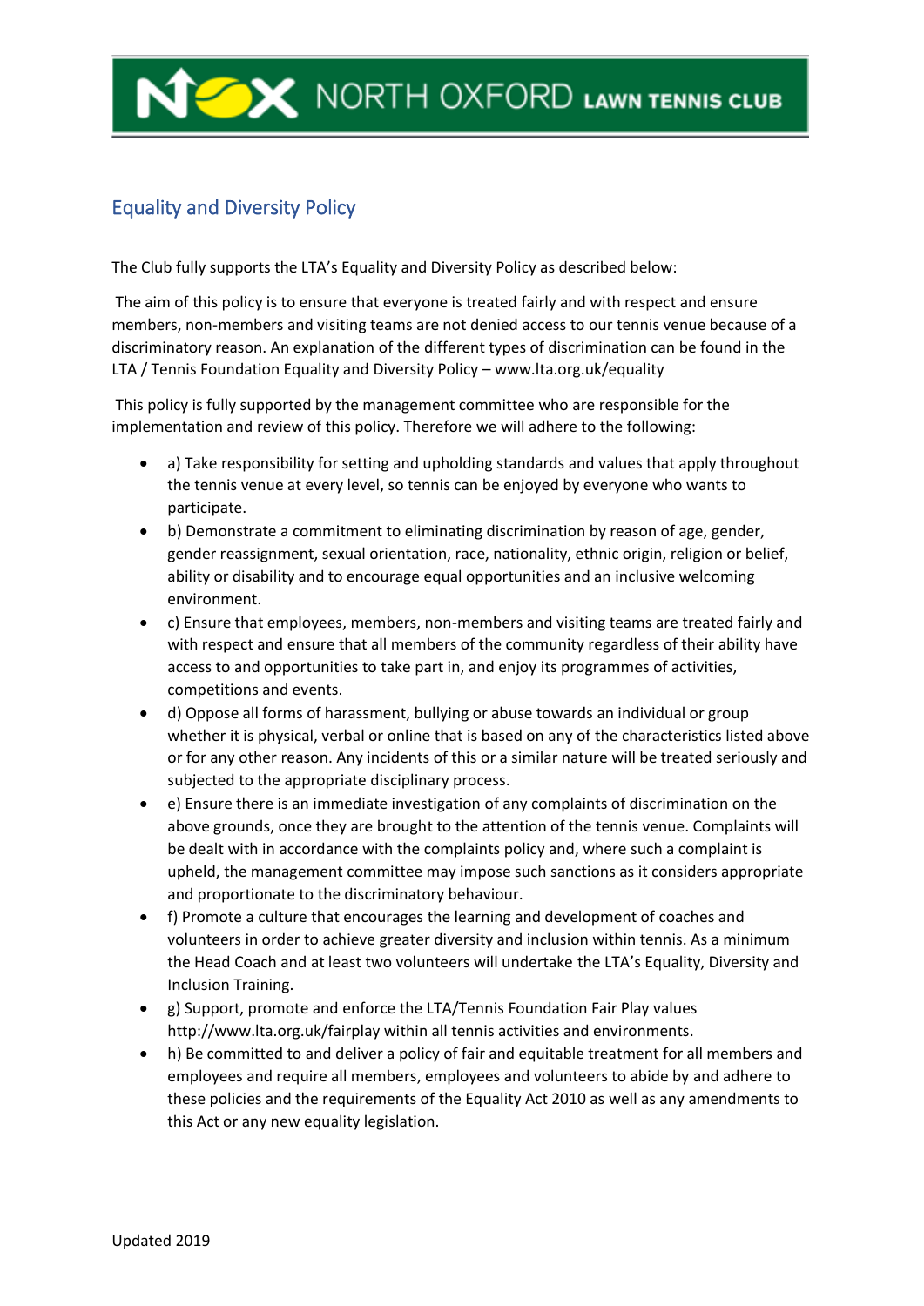# NORTH OXFORD LAWN TENNIS CLUB

## Equality and Diversity Policy

The Club fully supports the LTA's Equality and Diversity Policy as described below:

The aim of this policy is to ensure that everyone is treated fairly and with respect and ensure members, non-members and visiting teams are not denied access to our tennis venue because of a discriminatory reason. An explanation of the different types of discrimination can be found in the LTA / Tennis Foundation Equality and Diversity Policy – www.lta.org.uk/equality

This policy is fully supported by the management committee who are responsible for the implementation and review of this policy. Therefore we will adhere to the following:

- a) Take responsibility for setting and upholding standards and values that apply throughout the tennis venue at every level, so tennis can be enjoyed by everyone who wants to participate.
- b) Demonstrate a commitment to eliminating discrimination by reason of age, gender, gender reassignment, sexual orientation, race, nationality, ethnic origin, religion or belief, ability or disability and to encourage equal opportunities and an inclusive welcoming environment.
- c) Ensure that employees, members, non-members and visiting teams are treated fairly and with respect and ensure that all members of the community regardless of their ability have access to and opportunities to take part in, and enjoy its programmes of activities, competitions and events.
- d) Oppose all forms of harassment, bullying or abuse towards an individual or group whether it is physical, verbal or online that is based on any of the characteristics listed above or for any other reason. Any incidents of this or a similar nature will be treated seriously and subjected to the appropriate disciplinary process.
- e) Ensure there is an immediate investigation of any complaints of discrimination on the above grounds, once they are brought to the attention of the tennis venue. Complaints will be dealt with in accordance with the complaints policy and, where such a complaint is upheld, the management committee may impose such sanctions as it considers appropriate and proportionate to the discriminatory behaviour.
- f) Promote a culture that encourages the learning and development of coaches and volunteers in order to achieve greater diversity and inclusion within tennis. As a minimum the Head Coach and at least two volunteers will undertake the LTA's Equality, Diversity and Inclusion Training.
- g) Support, promote and enforce the LTA/Tennis Foundation Fair Play values http://www.lta.org.uk/fairplay within all tennis activities and environments.
- h) Be committed to and deliver a policy of fair and equitable treatment for all members and employees and require all members, employees and volunteers to abide by and adhere to these policies and the requirements of the Equality Act 2010 as well as any amendments to this Act or any new equality legislation.

Updated 2019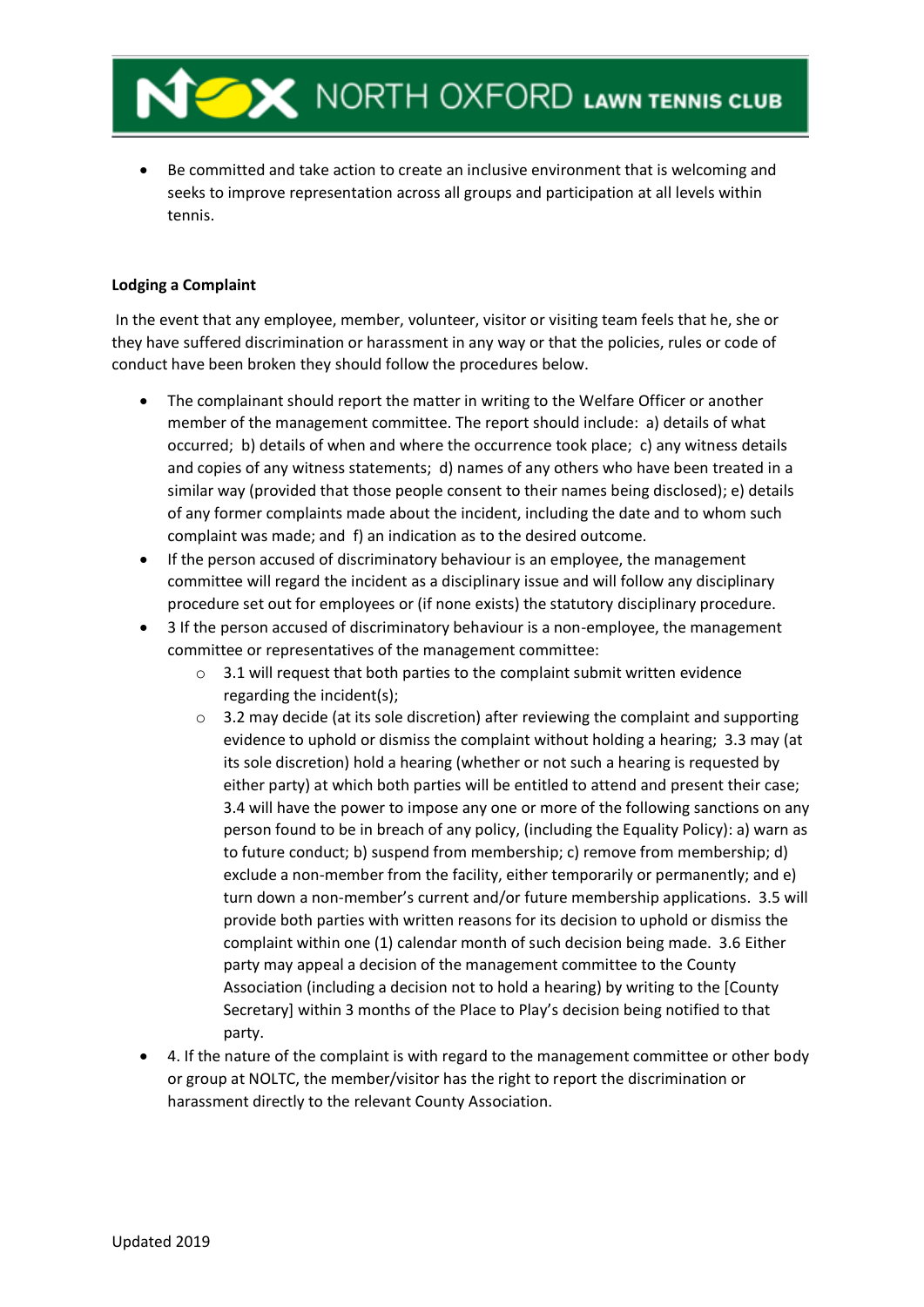- Be committed and take action to create an inclusive environment that is welcoming and seeks to improve representation across all groups and participation at all levels within tennis.

**Lodging a Complaint**

In the event that any employee, member, volunteer, visitor or visiting team feels that he, she or they have suffered discrimination or harassment in any way or that the policies, rules or code of conduct have been broken they should follow the procedures below.

- The complainant should report the matter in writing to the Welfare Officer or another member of the management committee. The report should include: a) details of what occurred; b) details of when and where the occurrence took place; c) any witness details and copies of any witness statements; d) names of any others who have been treated in a similar way (provided that those people consent to their names being disclosed); e) details of any former complaints made about the incident, including the date and to whom such complaint was made; and f) an indication as to the desired outcome.
- If the person accused of discriminatory behaviour is an employee, the management committee will regard the incident as a disciplinary issue and will follow any disciplinary procedure set out for employees or (if none exists) the statutory disciplinary procedure.
- 3 If the person accused of discriminatory behaviour is a non-employee, the management committee or representatives of the management committee:
  - 3.1 will request that both parties to the complaint submit written evidence regarding the incident(s);
  - 3.2 may decide (at its sole discretion) after reviewing the complaint and supporting evidence to uphold or dismiss the complaint without holding a hearing; 3.3 may (at its sole discretion) hold a hearing (whether or not such a hearing is requested by either party) at which both parties will be entitled to attend and present their case; 3.4 will have the power to impose any one or more of the following sanctions on any person found to be in breach of any policy, (including the Equality Policy): a) warn as to future conduct; b) suspend from membership; c) remove from membership; d) exclude a non-member from the facility, either temporarily or permanently; and e) turn down a non-member's current and/or future membership applications. 3.5 will provide both parties with written reasons for its decision to uphold or dismiss the complaint within one (1) calendar month of such decision being made. 3.6 Either party may appeal a decision of the management committee to the County Association (including a decision not to hold a hearing) by writing to the [County Secretary] within 3 months of the Place to Play's decision being notified to that party.
- 4. If the nature of the complaint is with regard to the management committee or other body or group at NOLTC, the member/visitor has the right to report the discrimination or harassment directly to the relevant County Association.

Updated 2019